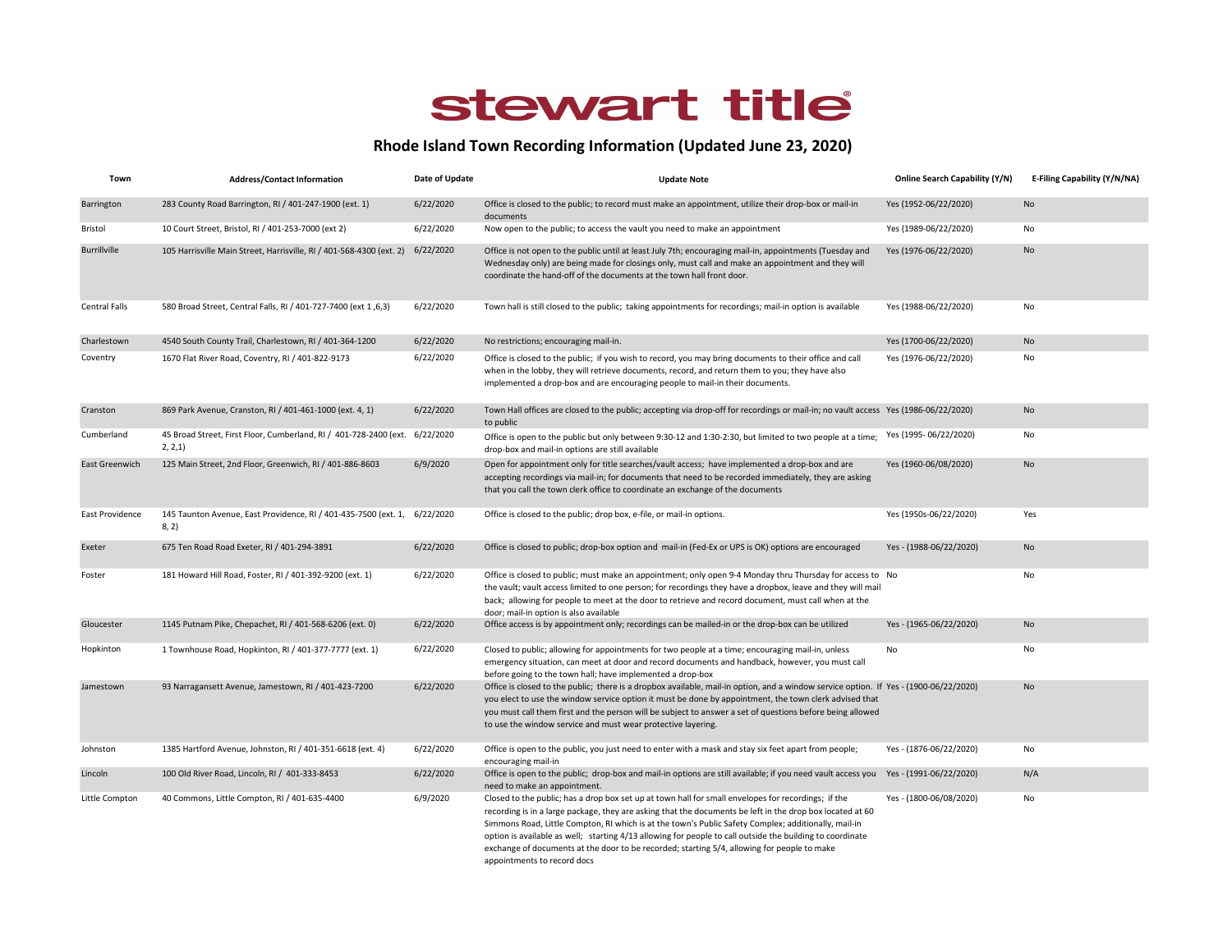# stewart title

## Rhode Island Town Recording Information (Updated June 23, 2020)

| Town | Address/Contact Information | Date of Update | Update Note | Online Search Capability (Y/N) | E-Filing Capability (Y/N/NA) |
|---|---|---|---|---|---|
| Barrington | 283 County Road Barrington, RI / 401-247-1900 (ext. 1) | 6/22/2020 | Office is closed to the public; to record must make an appointment, utilize their drop-box or mail-in documents | Yes (1952-06/22/2020) | No |
| Bristol | 10 Court Street, Bristol, RI / 401-253-7000 (ext 2) | 6/22/2020 | Now open to the public; to access the vault you need to make an appointment | Yes (1989-06/22/2020) | No |
| Burrillville | 105 Harrisville Main Street, Harrisville, RI / 401-568-4300 (ext. 2) | 6/22/2020 | Office is not open to the public until at least July 7th; encouraging mail-in, appointments (Tuesday and Wednesday only) are being made for closings only, must call and make an appointment and they will coordinate the hand-off of the documents at the town hall front door. | Yes (1976-06/22/2020) | No |
| Central Falls | 580 Broad Street, Central Falls, RI / 401-727-7400 (ext 1 ,6,3) | 6/22/2020 | Town hall is still closed to the public; taking appointments for recordings; mail-in option is available | Yes (1988-06/22/2020) | No |
| Charlestown | 4540 South County Trail, Charlestown, RI / 401-364-1200 | 6/22/2020 | No restrictions; encouraging mail-in. | Yes (1700-06/22/2020) | No |
| Coventry | 1670 Flat River Road, Coventry, RI / 401-822-9173 | 6/22/2020 | Office is closed to the public; if you wish to record, you may bring documents to their office and call when in the lobby, they will retrieve documents, record, and return them to you; they have also implemented a drop-box and are encouraging people to mail-in their documents. | Yes (1976-06/22/2020) | No |
| Cranston | 869 Park Avenue, Cranston, RI / 401-461-1000 (ext. 4, 1) | 6/22/2020 | Town Hall offices are closed to the public; accepting via drop-off for recordings or mail-in; no vault access to public | Yes (1986-06/22/2020) | No |
| Cumberland | 45 Broad Street, First Floor, Cumberland, RI / 401-728-2400 (ext. 2, 2,1) | 6/22/2020 | Office is open to the public but only between 9:30-12 and 1:30-2:30, but limited to two people at a time; drop-box and mail-in options are still available | Yes (1995- 06/22/2020) | No |
| East Greenwich | 125 Main Street, 2nd Floor, Greenwich, RI / 401-886-8603 | 6/9/2020 | Open for appointment only for title searches/vault access; have implemented a drop-box and are accepting recordings via mail-in; for documents that need to be recorded immediately, they are asking that you call the town clerk office to coordinate an exchange of the documents | Yes (1960-06/08/2020) | No |
| East Providence | 145 Taunton Avenue, East Providence, RI / 401-435-7500 (ext. 1, 8, 2) | 6/22/2020 | Office is closed to the public; drop box, e-file, or mail-in options. | Yes (1950s-06/22/2020) | Yes |
| Exeter | 675 Ten Road Road Exeter, RI / 401-294-3891 | 6/22/2020 | Office is closed to public; drop-box option and mail-in (Fed-Ex or UPS is OK) options are encouraged | Yes - (1988-06/22/2020) | No |
| Foster | 181 Howard Hill Road, Foster, RI / 401-392-9200 (ext. 1) | 6/22/2020 | Office is closed to public; must make an appointment; only open 9-4 Monday thru Thursday for access to the vault; vault access limited to one person; for recordings they have a dropbox, leave and they will mail back; allowing for people to meet at the door to retrieve and record document, must call when at the door; mail-in option is also available | No | No |
| Gloucester | 1145 Putnam Pike, Chepachet, RI / 401-568-6206 (ext. 0) | 6/22/2020 | Office access is by appointment only; recordings can be mailed-in or the drop-box can be utilized | Yes - (1965-06/22/2020) | No |
| Hopkinton | 1 Townhouse Road, Hopkinton, RI / 401-377-7777 (ext. 1) | 6/22/2020 | Closed to public; allowing for appointments for two people at a time; encouraging mail-in, unless emergency situation, can meet at door and record documents and handback, however, you must call before going to the town hall; have implemented a drop-box | No | No |
| Jamestown | 93 Narragansett Avenue, Jamestown, RI / 401-423-7200 | 6/22/2020 | Office is closed to the public; there is a dropbox available, mail-in option, and a window service option. If you elect to use the window service option it must be done by appointment, the town clerk advised that you must call them first and the person will be subject to answer a set of questions before being allowed to use the window service and must wear protective layering. | Yes - (1900-06/22/2020) | No |
| Johnston | 1385 Hartford Avenue, Johnston, RI / 401-351-6618 (ext. 4) | 6/22/2020 | Office is open to the public, you just need to enter with a mask and stay six feet apart from people; encouraging mail-in | Yes - (1876-06/22/2020) | No |
| Lincoln | 100 Old River Road, Lincoln, RI / 401-333-8453 | 6/22/2020 | Office is open to the public; drop-box and mail-in options are still available; if you need vault access you need to make an appointment. | Yes - (1991-06/22/2020) | N/A |
| Little Compton | 40 Commons, Little Compton, RI / 401-635-4400 | 6/9/2020 | Closed to the public; has a drop box set up at town hall for small envelopes for recordings; if the recording is in a large package, they are asking that the documents be left in the drop box located at 60 Simmons Road, Little Compton, RI which is at the town's Public Safety Complex; additionally, mail-in option is available as well; starting 4/13 allowing for people to call outside the building to coordinate exchange of documents at the door to be recorded; starting 5/4, allowing for people to make appointments to record docs | Yes - (1800-06/08/2020) | No |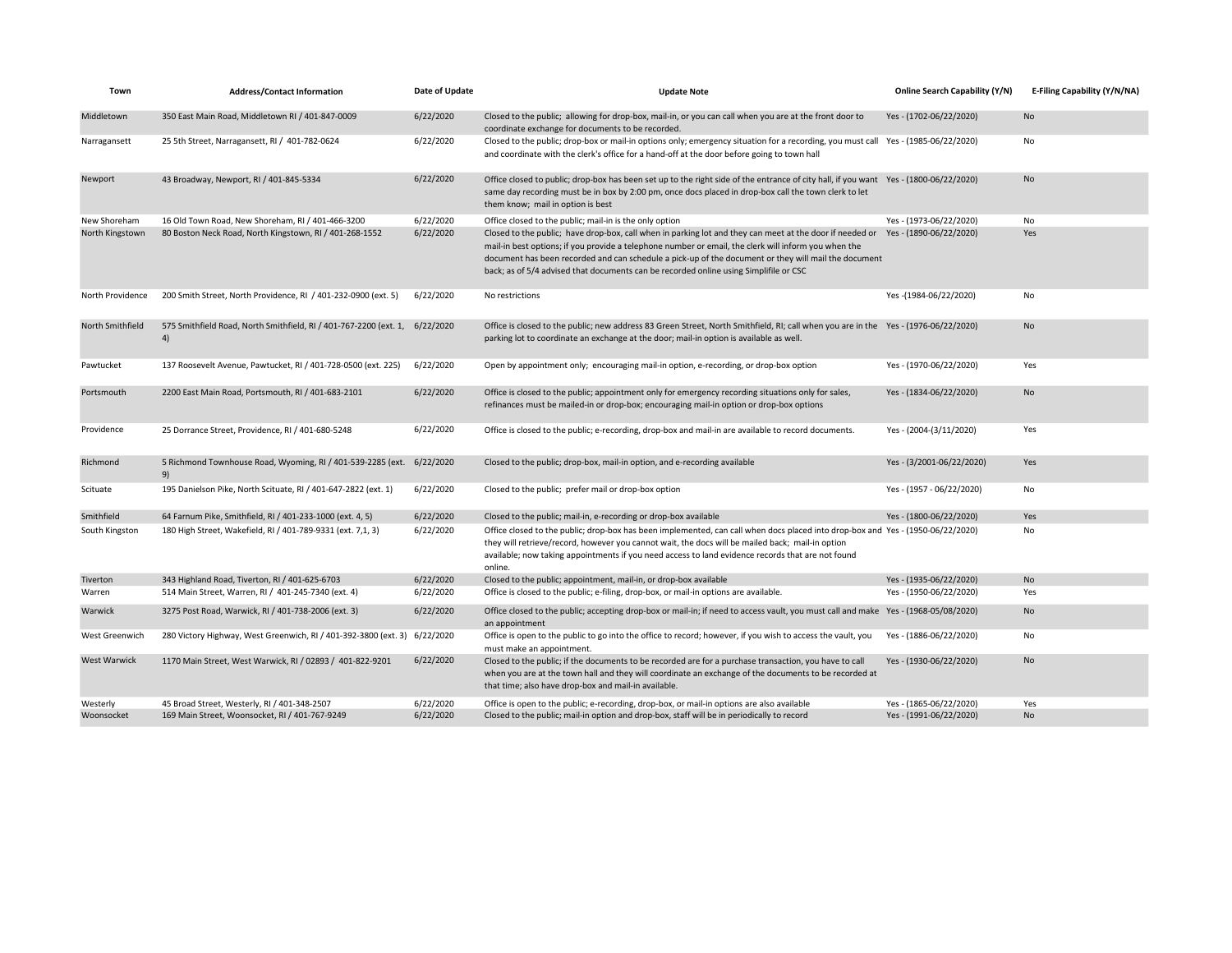| Town | Address/Contact Information | Date of Update | Update Note | Online Search Capability (Y/N) | E-Filing Capability (Y/N/NA) |
|---|---|---|---|---|---|
| Middletown | 350 East Main Road, Middletown RI / 401-847-0009 | 6/22/2020 | Closed to the public; allowing for drop-box, mail-in, or you can call when you are at the front door to coordinate exchange for documents to be recorded. | Yes - (1702-06/22/2020) | No |
| Narragansett | 25 5th Street, Narragansett, RI / 401-782-0624 | 6/22/2020 | Closed to the public; drop-box or mail-in options only; emergency situation for a recording, you must call and coordinate with the clerk's office for a hand-off at the door before going to town hall | Yes - (1985-06/22/2020) | No |
| Newport | 43 Broadway, Newport, RI / 401-845-5334 | 6/22/2020 | Office closed to public; drop-box has been set up to the right side of the entrance of city hall, if you want same day recording must be in box by 2:00 pm, once docs placed in drop-box call the town clerk to let them know; mail in option is best | Yes - (1800-06/22/2020) | No |
| New Shoreham | 16 Old Town Road, New Shoreham, RI / 401-466-3200 | 6/22/2020 | Office closed to the public; mail-in is the only option | Yes - (1973-06/22/2020) | No |
| North Kingstown | 80 Boston Neck Road, North Kingstown, RI / 401-268-1552 | 6/22/2020 | Closed to the public; have drop-box, call when in parking lot and they can meet at the door if needed or mail-in best options; if you provide a telephone number or email, the clerk will inform you when the document has been recorded and can schedule a pick-up of the document or they will mail the document back; as of 5/4 advised that documents can be recorded online using Simplifile or CSC | Yes - (1890-06/22/2020) | Yes |
| North Providence | 200 Smith Street, North Providence, RI / 401-232-0900 (ext. 5) | 6/22/2020 | No restrictions | Yes -(1984-06/22/2020) | No |
| North Smithfield | 575 Smithfield Road, North Smithfield, RI / 401-767-2200 (ext. 1, 4) | 6/22/2020 | Office is closed to the public; new address 83 Green Street, North Smithfield, RI; call when you are in the parking lot to coordinate an exchange at the door; mail-in option is available as well. | Yes - (1976-06/22/2020) | No |
| Pawtucket | 137 Roosevelt Avenue, Pawtucket, RI / 401-728-0500 (ext. 225) | 6/22/2020 | Open by appointment only; encouraging mail-in option, e-recording, or drop-box option | Yes - (1970-06/22/2020) | Yes |
| Portsmouth | 2200 East Main Road, Portsmouth, RI / 401-683-2101 | 6/22/2020 | Office is closed to the public; appointment only for emergency recording situations only for sales, refinances must be mailed-in or drop-box; encouraging mail-in option or drop-box options | Yes - (1834-06/22/2020) | No |
| Providence | 25 Dorrance Street, Providence, RI / 401-680-5248 | 6/22/2020 | Office is closed to the public; e-recording, drop-box and mail-in are available to record documents. | Yes - (2004-(3/11/2020) | Yes |
| Richmond | 5 Richmond Townhouse Road, Wyoming, RI / 401-539-2285 (ext. 9) | 6/22/2020 | Closed to the public; drop-box, mail-in option, and e-recording available | Yes - (3/2001-06/22/2020) | Yes |
| Scituate | 195 Danielson Pike, North Scituate, RI / 401-647-2822 (ext. 1) | 6/22/2020 | Closed to the public; prefer mail or drop-box option | Yes - (1957 - 06/22/2020) | No |
| Smithfield | 64 Farnum Pike, Smithfield, RI / 401-233-1000 (ext. 4, 5) | 6/22/2020 | Closed to the public; mail-in, e-recording or drop-box available | Yes - (1800-06/22/2020) | Yes |
| South Kingston | 180 High Street, Wakefield, RI / 401-789-9331 (ext. 7,1, 3) | 6/22/2020 | Office closed to the public; drop-box has been implemented, can call when docs placed into drop-box and they will retrieve/record, however you cannot wait, the docs will be mailed back; mail-in option available; now taking appointments if you need access to land evidence records that are not found online. | Yes - (1950-06/22/2020) | No |
| Tiverton | 343 Highland Road, Tiverton, RI / 401-625-6703 | 6/22/2020 | Closed to the public; appointment, mail-in, or drop-box available | Yes - (1935-06/22/2020) | No |
| Warren | 514 Main Street, Warren, RI / 401-245-7340 (ext. 4) | 6/22/2020 | Office is closed to the public; e-filing, drop-box, or mail-in options are available. | Yes - (1950-06/22/2020) | Yes |
| Warwick | 3275 Post Road, Warwick, RI / 401-738-2006 (ext. 3) | 6/22/2020 | Office closed to the public; accepting drop-box or mail-in; if need to access vault, you must call and make an appointment | Yes - (1968-05/08/2020) | No |
| West Greenwich | 280 Victory Highway, West Greenwich, RI / 401-392-3800 (ext. 3) | 6/22/2020 | Office is open to the public to go into the office to record; however, if you wish to access the vault, you must make an appointment. | Yes - (1886-06/22/2020) | No |
| West Warwick | 1170 Main Street, West Warwick, RI / 02893 / 401-822-9201 | 6/22/2020 | Closed to the public; if the documents to be recorded are for a purchase transaction, you have to call when you are at the town hall and they will coordinate an exchange of the documents to be recorded at that time; also have drop-box and mail-in available. | Yes - (1930-06/22/2020) | No |
| Westerly | 45 Broad Street, Westerly, RI / 401-348-2507 | 6/22/2020 | Office is open to the public; e-recording, drop-box, or mail-in options are also available | Yes - (1865-06/22/2020) | Yes |
| Woonsocket | 169 Main Street, Woonsocket, RI / 401-767-9249 | 6/22/2020 | Closed to the public; mail-in option and drop-box, staff will be in periodically to record | Yes - (1991-06/22/2020) | No |